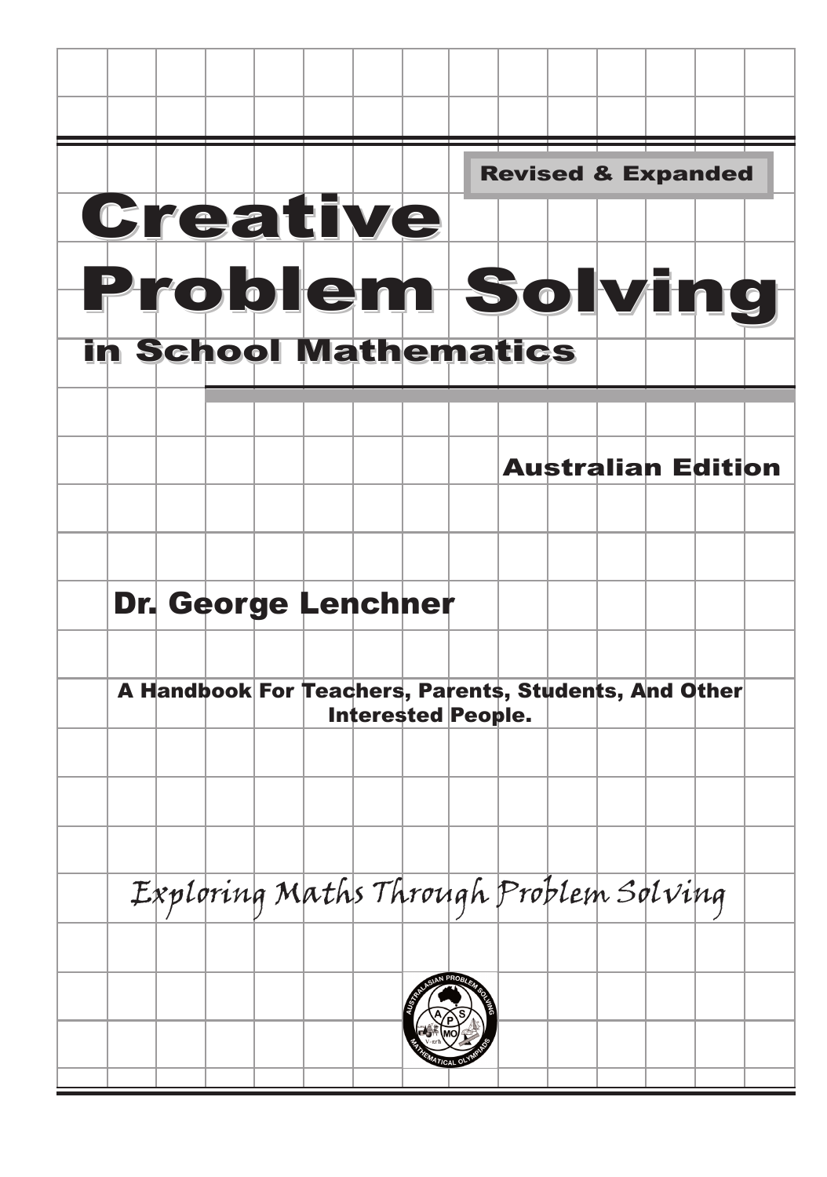Revised & Expanded

# Creative Problem Solving

## in School Mathematics

Australian Edition

Dr. George Lenchner

**A Handbook For Teachers, Parents, Students, And Other Interested People.**

*Exploring Maths Through Problem Solving*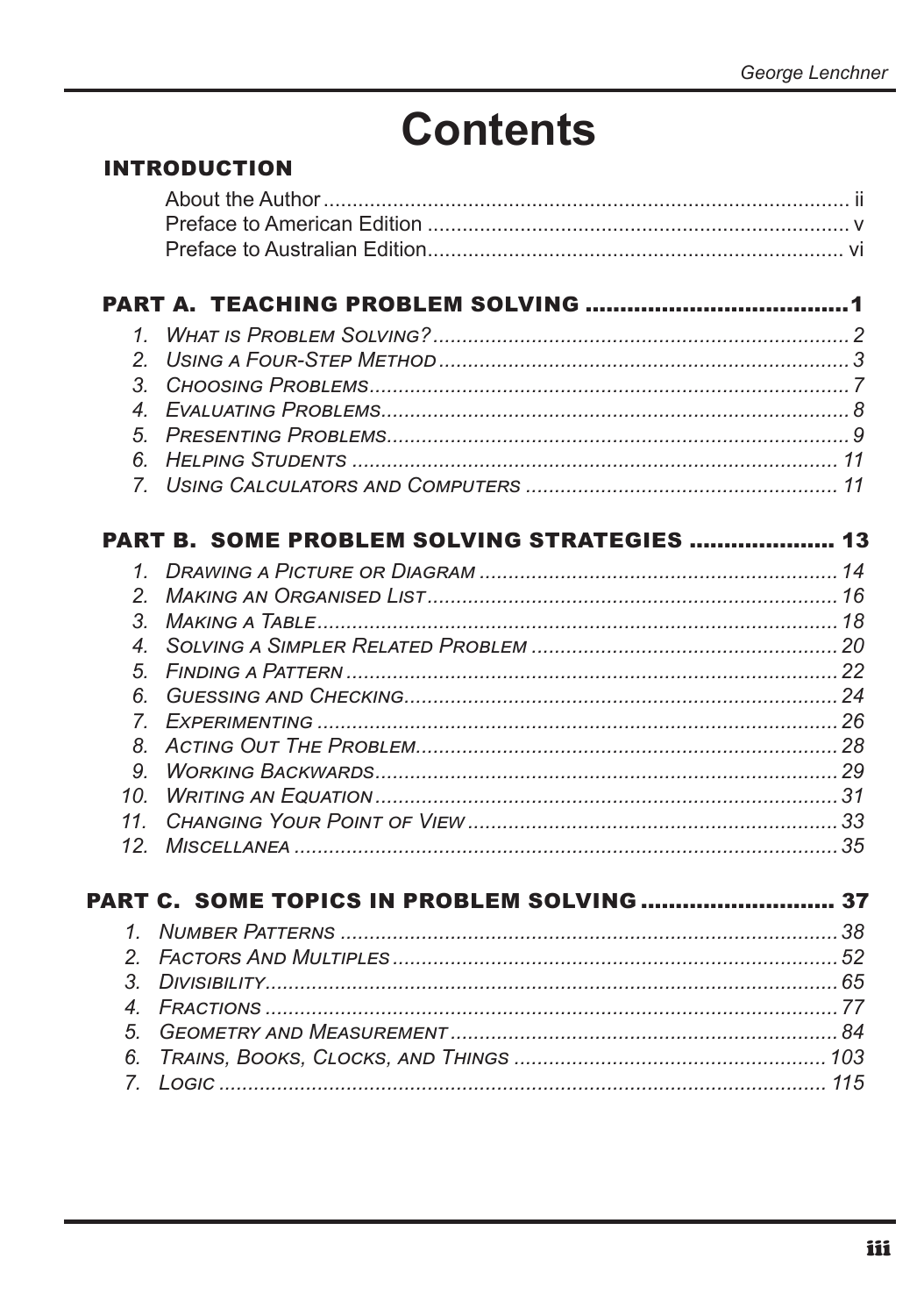# Contents

## INTRODUCTION

- About the Author ........ ii
- Preface to American Edition ........ v
- Preface to Australian Edition ........ vi

## PART A. TEACHING PROBLEM SOLVING ........ 1

1. *What is Problem Solving?* ........ 2
2. *Using a Four-Step Method* ........ 3
3. *Choosing Problems* ........ 7
4. *Evaluating Problems* ........ 8
5. *Presenting Problems* ........ 9
6. *Helping Students* ........ 11
7. *Using Calculators and Computers* ........ 11

## PART B. SOME PROBLEM SOLVING STRATEGIES ........ 13

1. *Drawing a Picture or Diagram* ........ 14
2. *Making an Organised List* ........ 16
3. *Making a Table* ........ 18
4. *Solving a Simpler Related Problem* ........ 20
5. *Finding a Pattern* ........ 22
6. *Guessing and Checking* ........ 24
7. *Experimenting* ........ 26
8. *Acting Out The Problem* ........ 28
9. *Working Backwards* ........ 29
10. *Writing an Equation* ........ 31
11. *Changing Your Point of View* ........ 33
12. *Miscellanea* ........ 35

## PART C. SOME TOPICS IN PROBLEM SOLVING ........ 37

1. *Number Patterns* ........ 38
2. *Factors And Multiples* ........ 52
3. *Divisibility* ........ 65
4. *Fractions* ........ 77
5. *Geometry and Measurement* ........ 84
6. *Trains, Books, Clocks, and Things* ........ 103
7. *Logic* ........ 115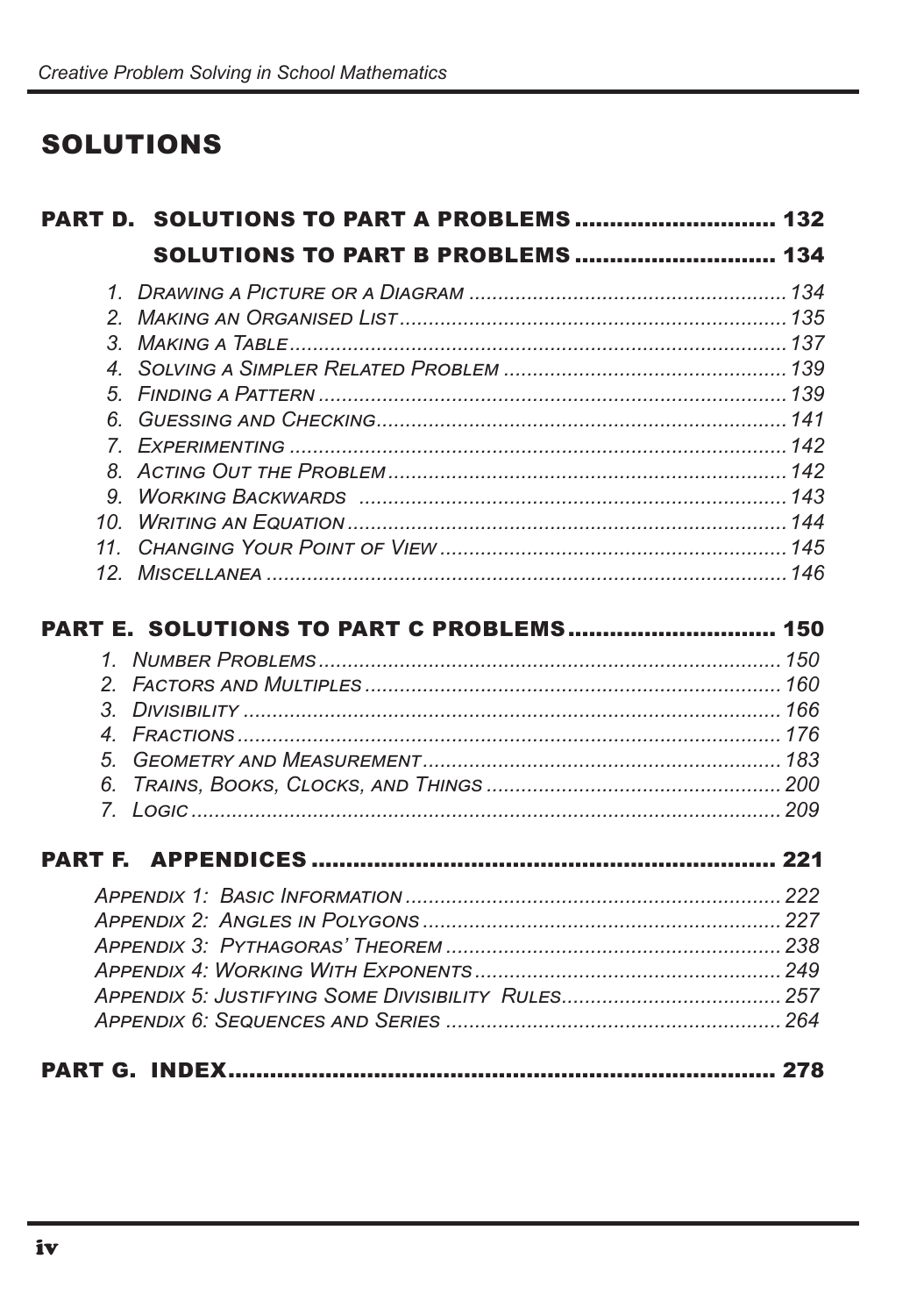## SOLUTIONS

**PART D. SOLUTIONS TO PART A PROBLEMS ............................ 132**

**SOLUTIONS TO PART B PROBLEMS ............................ 134**

1. *Drawing a Picture or a Diagram* ....................................................... 134
2. *Making an Organised List* .................................................................. 135
3. *Making a Table* .................................................................................... 137
4. *Solving a Simpler Related Problem* ................................................. 139
5. *Finding a Pattern* ................................................................................ 139
6. *Guessing and Checking* ...................................................................... 141
7. *Experimenting* ..................................................................................... 142
8. *Acting Out the Problem* ..................................................................... 142
9. *Working Backwards* ........................................................................... 143
10. *Writing an Equation* ........................................................................... 144
11. *Changing Your Point of View* ............................................................ 145
12. *Miscellanea* .......................................................................................... 146

**PART E. SOLUTIONS TO PART C PROBLEMS ............................. 150**

1. *Number Problems* ............................................................................... 150
2. *Factors and Multiples* ........................................................................ 160
3. *Divisibility* ............................................................................................ 166
4. *Fractions* .............................................................................................. 176
5. *Geometry and Measurement* ............................................................. 183
6. *Trains, Books, Clocks, and Things* .................................................. 200
7. *Logic* ..................................................................................................... 209

**PART F. APPENDICES ................................................................... 221**

*Appendix 1: Basic Information* ................................................................ 222
*Appendix 2: Angles in Polygons* .............................................................. 227
*Appendix 3: Pythagoras' Theorem* .......................................................... 238
*Appendix 4: Working With Exponents* .................................................... 249
*Appendix 5: Justifying Some Divisibility Rules* ..................................... 257
*Appendix 6: Sequences and Series* ......................................................... 264

**PART G. INDEX ............................................................................... 278**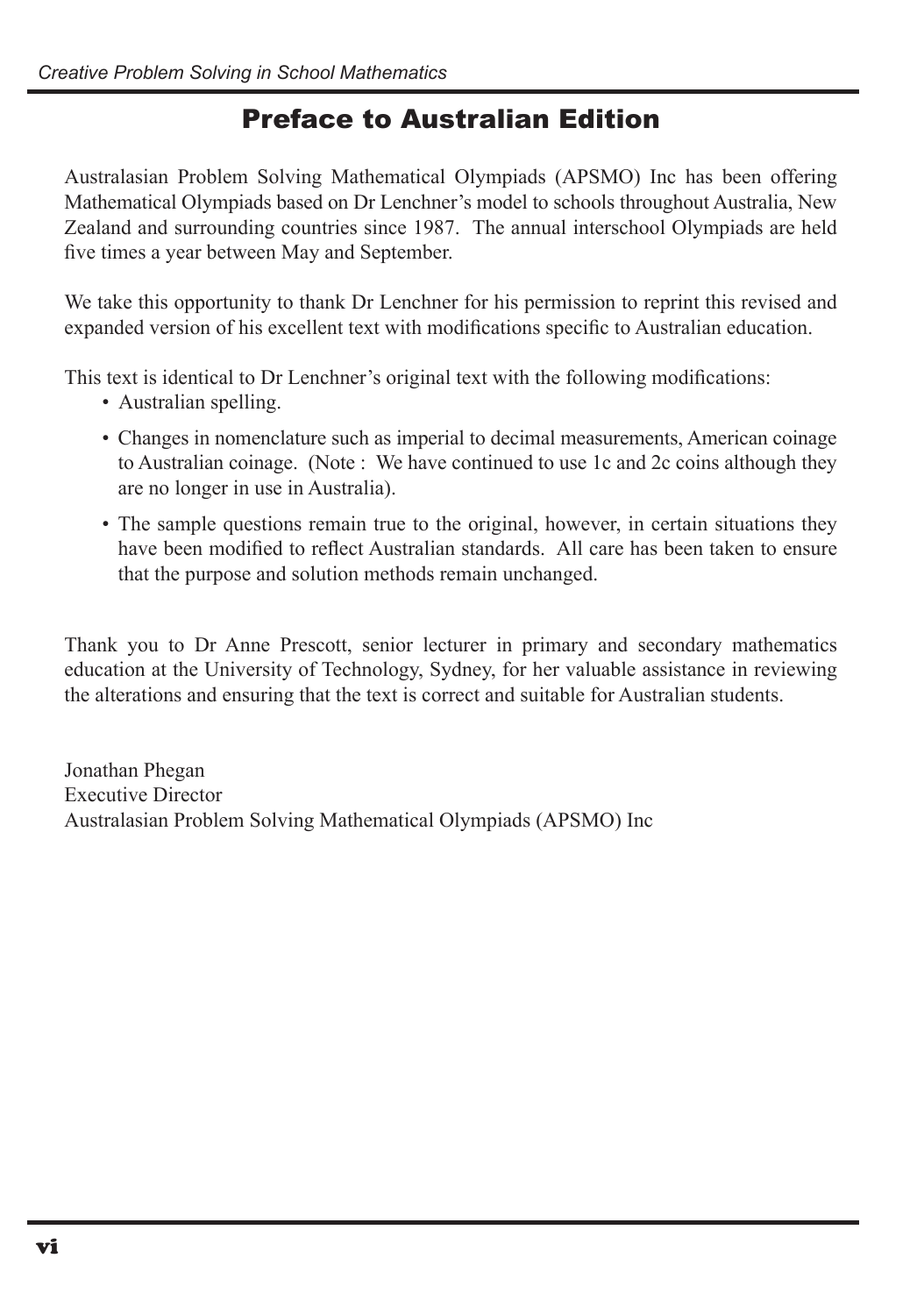# Preface to Australian Edition

Australasian Problem Solving Mathematical Olympiads (APSMO) Inc has been offering Mathematical Olympiads based on Dr Lenchner's model to schools throughout Australia, New Zealand and surrounding countries since 1987. The annual interschool Olympiads are held five times a year between May and September.

We take this opportunity to thank Dr Lenchner for his permission to reprint this revised and expanded version of his excellent text with modifications specific to Australian education.

This text is identical to Dr Lenchner's original text with the following modifications:

- Australian spelling.
- Changes in nomenclature such as imperial to decimal measurements, American coinage to Australian coinage. (Note : We have continued to use 1c and 2c coins although they are no longer in use in Australia).
- The sample questions remain true to the original, however, in certain situations they have been modified to reflect Australian standards. All care has been taken to ensure that the purpose and solution methods remain unchanged.

Thank you to Dr Anne Prescott, senior lecturer in primary and secondary mathematics education at the University of Technology, Sydney, for her valuable assistance in reviewing the alterations and ensuring that the text is correct and suitable for Australian students.

Jonathan Phegan
Executive Director
Australasian Problem Solving Mathematical Olympiads (APSMO) Inc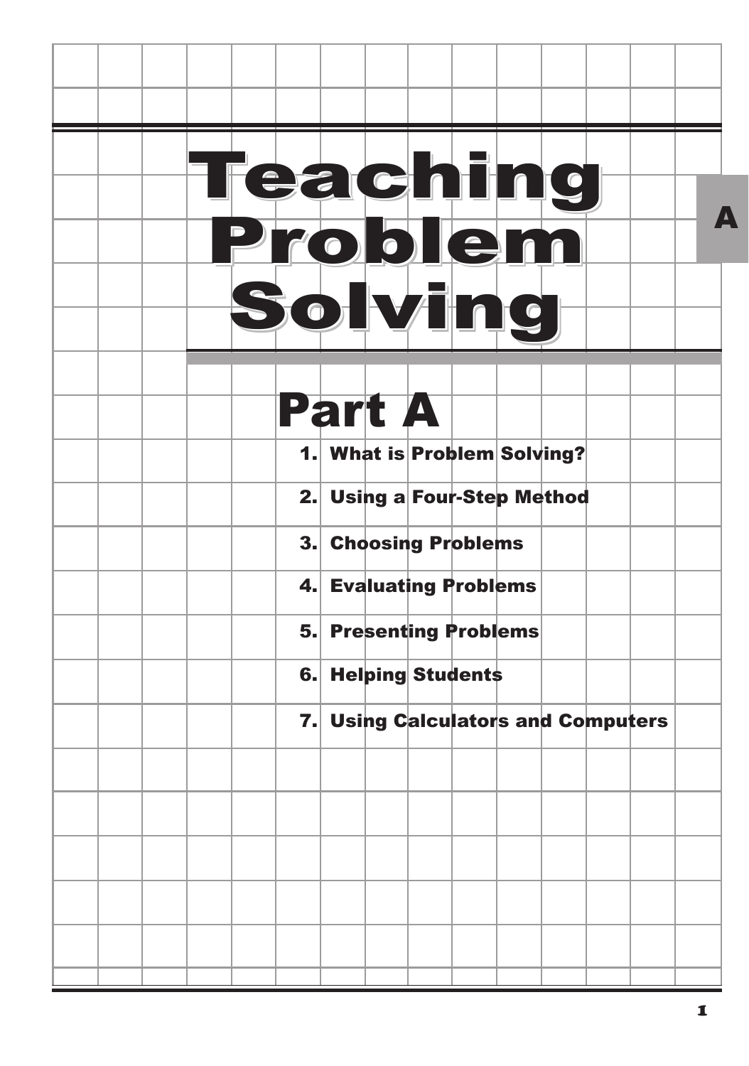# Teaching Problem Solving

## Part A

1. What is Problem Solving?
2. Using a Four-Step Method
3. Choosing Problems
4. Evaluating Problems
5. Presenting Problems
6. Helping Students
7. Using Calculators and Computers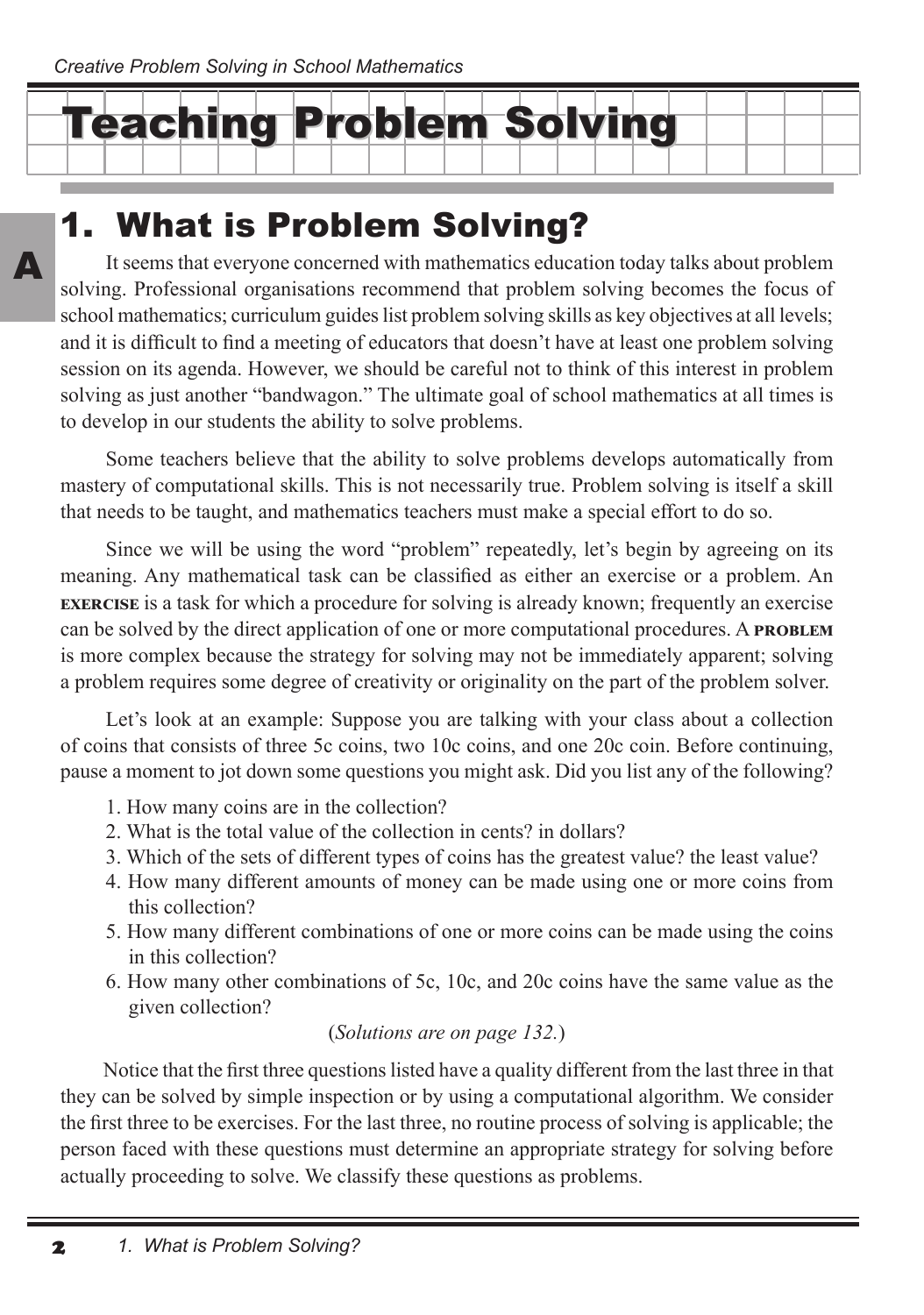# Teaching Problem Solving

## 1. What is Problem Solving?

It seems that everyone concerned with mathematics education today talks about problem solving. Professional organisations recommend that problem solving becomes the focus of school mathematics; curriculum guides list problem solving skills as key objectives at all levels; and it is difficult to find a meeting of educators that doesn't have at least one problem solving session on its agenda. However, we should be careful not to think of this interest in problem solving as just another "bandwagon." The ultimate goal of school mathematics at all times is to develop in our students the ability to solve problems.

Some teachers believe that the ability to solve problems develops automatically from mastery of computational skills. This is not necessarily true. Problem solving is itself a skill that needs to be taught, and mathematics teachers must make a special effort to do so.

Since we will be using the word "problem" repeatedly, let's begin by agreeing on its meaning. Any mathematical task can be classified as either an exercise or a problem. An **EXERCISE** is a task for which a procedure for solving is already known; frequently an exercise can be solved by the direct application of one or more computational procedures. A **PROBLEM** is more complex because the strategy for solving may not be immediately apparent; solving a problem requires some degree of creativity or originality on the part of the problem solver.

Let's look at an example: Suppose you are talking with your class about a collection of coins that consists of three 5c coins, two 10c coins, and one 20c coin. Before continuing, pause a moment to jot down some questions you might ask. Did you list any of the following?

1. How many coins are in the collection?
2. What is the total value of the collection in cents? in dollars?
3. Which of the sets of different types of coins has the greatest value? the least value?
4. How many different amounts of money can be made using one or more coins from this collection?
5. How many different combinations of one or more coins can be made using the coins in this collection?
6. How many other combinations of 5c, 10c, and 20c coins have the same value as the given collection?

(*Solutions are on page 132.*)

Notice that the first three questions listed have a quality different from the last three in that they can be solved by simple inspection or by using a computational algorithm. We consider the first three to be exercises. For the last three, no routine process of solving is applicable; the person faced with these questions must determine an appropriate strategy for solving before actually proceeding to solve. We classify these questions as problems.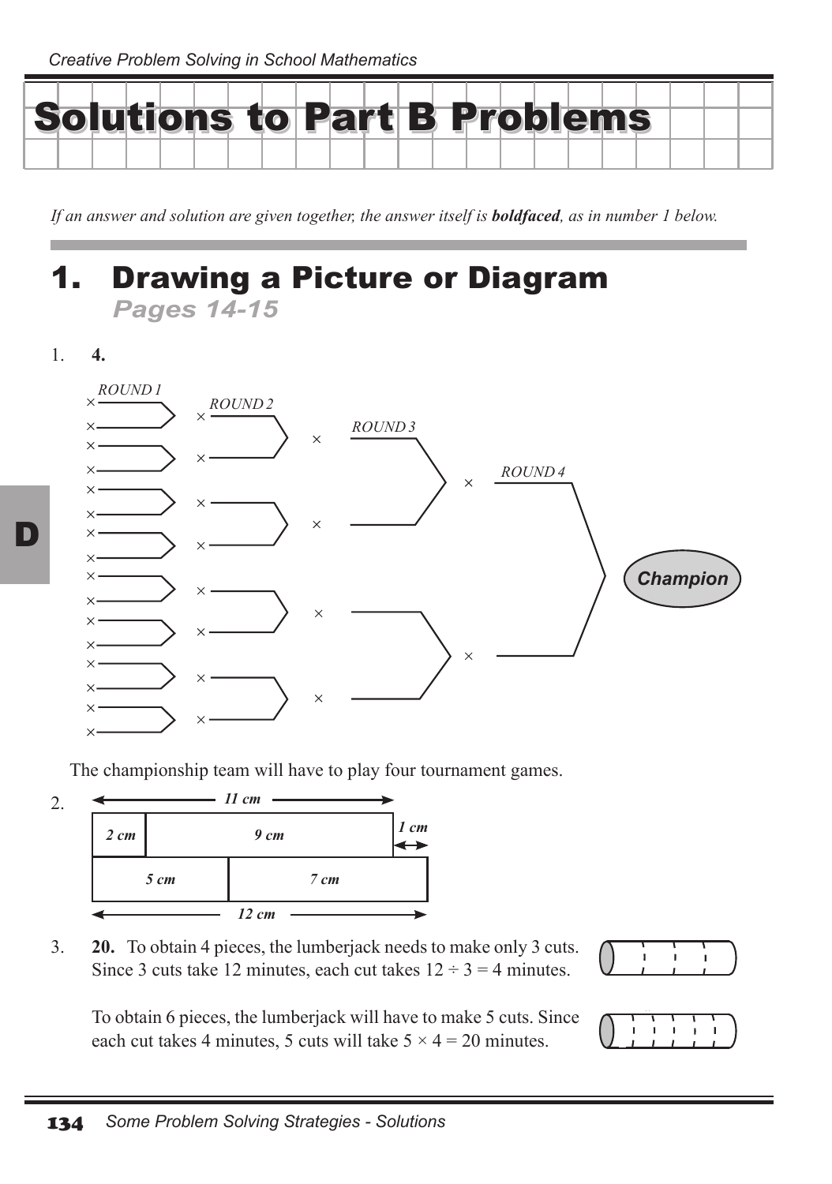# Solutions to Part B Problems

*If an answer and solution are given together, the answer itself is **boldfaced**, as in number 1 below.*

## 1. Drawing a Picture or Diagram

### *Pages 14-15*

1. **4.**

ROUND 1 — ROUND 2 — ROUND 3 — ROUND 4 — Champion

The championship team will have to play four tournament games.

2.

| 11 cm | | |
|---|---|---|
| 2 cm | 9 cm | 1 cm |
| 5 cm | 7 cm | |
| 12 cm | | |

3. **20.** To obtain 4 pieces, the lumberjack needs to make only 3 cuts. Since 3 cuts take 12 minutes, each cut takes $12 \div 3 = 4$ minutes.

   To obtain 6 pieces, the lumberjack will have to make 5 cuts. Since each cut takes 4 minutes, 5 cuts will take $5 \times 4 = 20$ minutes.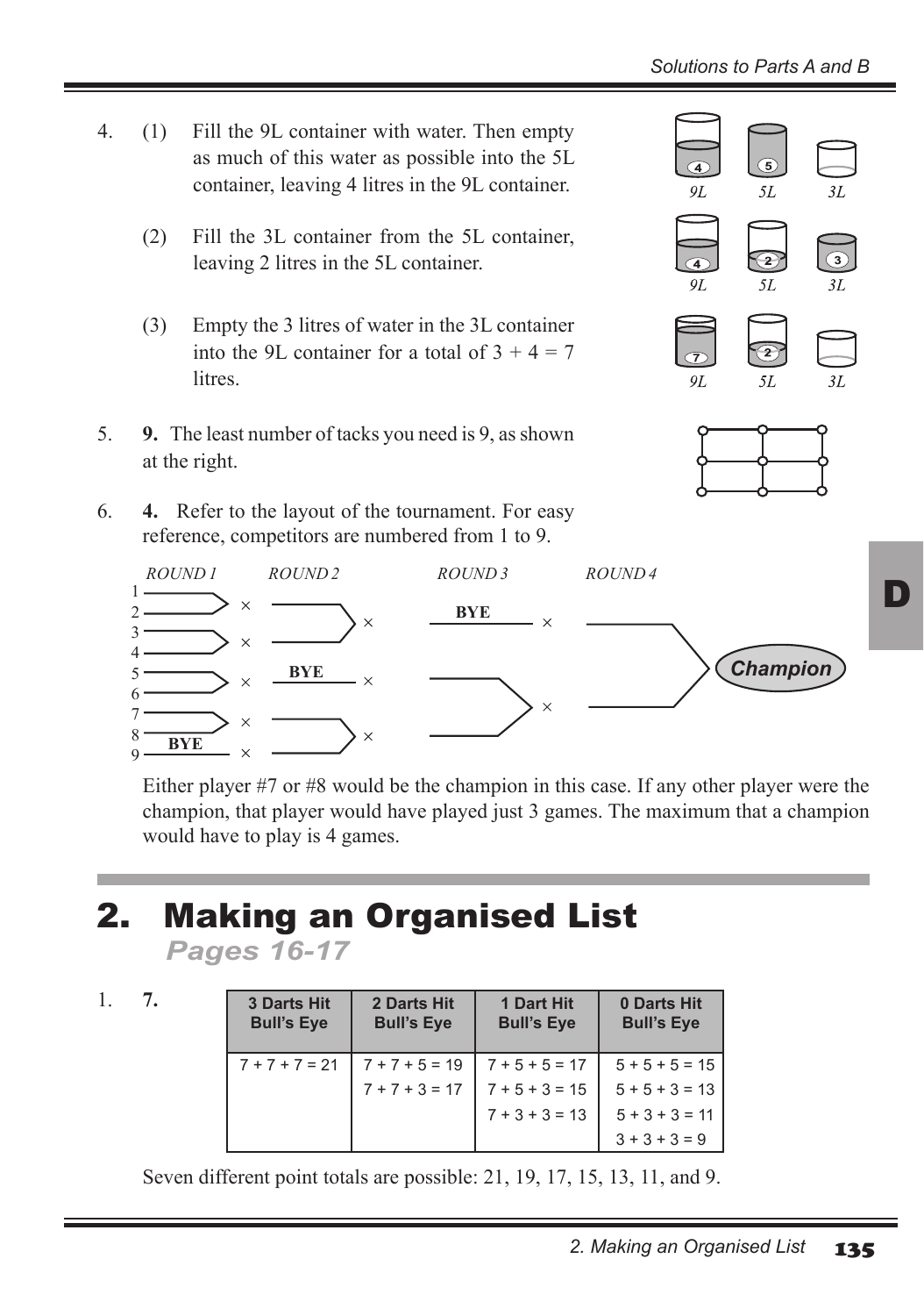4. (1) Fill the 9L container with water. Then empty as much of this water as possible into the 5L container, leaving 4 litres in the 9L container.

   (2) Fill the 3L container from the 5L container, leaving 2 litres in the 5L container.

   (3) Empty the 3 litres of water in the 3L container into the 9L container for a total of 3 + 4 = 7 litres.

5. **9.** The least number of tacks you need is 9, as shown at the right.

6. **4.** Refer to the layout of the tournament. For easy reference, competitors are numbered from 1 to 9.

   Either player #7 or #8 would be the champion in this case. If any other player were the champion, that player would have played just 3 games. The maximum that a champion would have to play is 4 games.

# 2. Making an Organised List

## *Pages 16-17*

1. **7.**

| 3 Darts Hit Bull's Eye | 2 Darts Hit Bull's Eye | 1 Dart Hit Bull's Eye | 0 Darts Hit Bull's Eye |
|---|---|---|---|
| 7 + 7 + 7 = 21 | 7 + 7 + 5 = 19 | 7 + 5 + 5 = 17 | 5 + 5 + 5 = 15 |
| | 7 + 7 + 3 = 17 | 7 + 5 + 3 = 15 | 5 + 5 + 3 = 13 |
| | | 7 + 3 + 3 = 13 | 5 + 3 + 3 = 11 |
| | | | 3 + 3 + 3 = 9 |

Seven different point totals are possible: 21, 19, 17, 15, 13, 11, and 9.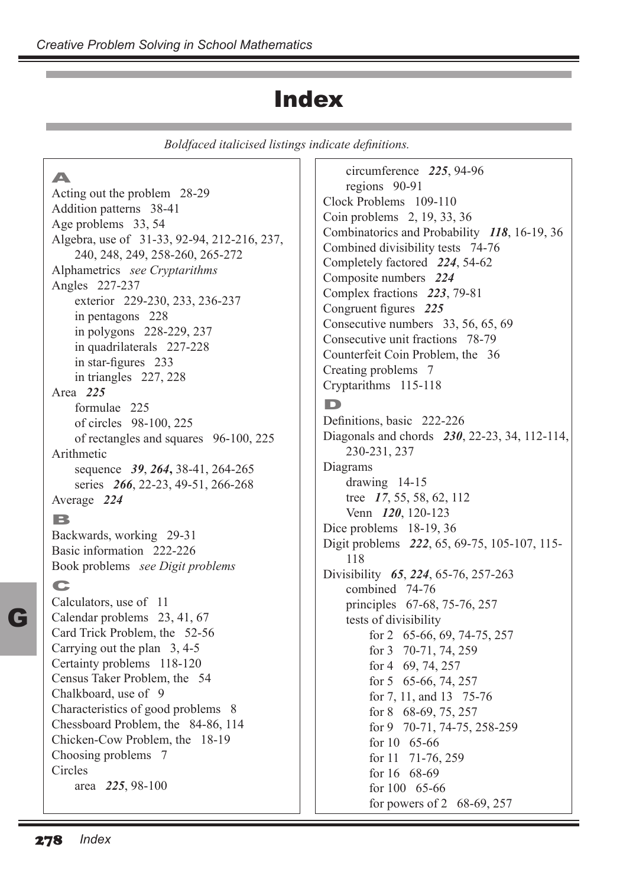# Index

*Boldfaced italicised listings indicate definitions.*

## A

Acting out the problem 28-29
Addition patterns 38-41
Age problems 33, 54
Algebra, use of 31-33, 92-94, 212-216, 237, 240, 248, 249, 258-260, 265-272
Alphametrics *see Cryptarithms*
Angles 227-237
- exterior 229-230, 233, 236-237
- in pentagons 228
- in polygons 228-229, 237
- in quadrilaterals 227-228
- in star-figures 233
- in triangles 227, 228

Area ***225***
- formulae 225
- of circles 98-100, 225
- of rectangles and squares 96-100, 225

Arithmetic
- sequence ***39***, ***264***, 38-41, 264-265
- series ***266***, 22-23, 49-51, 266-268

Average ***224***

## B

Backwards, working 29-31
Basic information 222-226
Book problems *see Digit problems*

## C

Calculators, use of 11
Calendar problems 23, 41, 67
Card Trick Problem, the 52-56
Carrying out the plan 3, 4-5
Certainty problems 118-120
Census Taker Problem, the 54
Chalkboard, use of 9
Characteristics of good problems 8
Chessboard Problem, the 84-86, 114
Chicken-Cow Problem, the 18-19
Choosing problems 7
Circles
- area ***225***, 98-100
- circumference ***225***, 94-96
- regions 90-91

Clock Problems 109-110
Coin problems 2, 19, 33, 36
Combinatorics and Probability ***118***, 16-19, 36
Combined divisibility tests 74-76
Completely factored ***224***, 54-62
Composite numbers ***224***
Complex fractions ***223***, 79-81
Congruent figures ***225***
Consecutive numbers 33, 56, 65, 69
Consecutive unit fractions 78-79
Counterfeit Coin Problem, the 36
Creating problems 7
Cryptarithms 115-118

## D

Definitions, basic 222-226
Diagonals and chords ***230***, 22-23, 34, 112-114, 230-231, 237
Diagrams
- drawing 14-15
- tree ***17***, 55, 58, 62, 112
- Venn ***120***, 120-123

Dice problems 18-19, 36
Digit problems ***222***, 65, 69-75, 105-107, 115-118
Divisibility ***65***, ***224***, 65-76, 257-263
- combined 74-76
- principles 67-68, 75-76, 257
- tests of divisibility
  - for 2 65-66, 69, 74-75, 257
  - for 3 70-71, 74, 259
  - for 4 69, 74, 257
  - for 5 65-66, 74, 257
  - for 7, 11, and 13 75-76
  - for 8 68-69, 75, 257
  - for 9 70-71, 74-75, 258-259
  - for 10 65-66
  - for 11 71-76, 259
  - for 16 68-69
  - for 100 65-66
  - for powers of 2 68-69, 257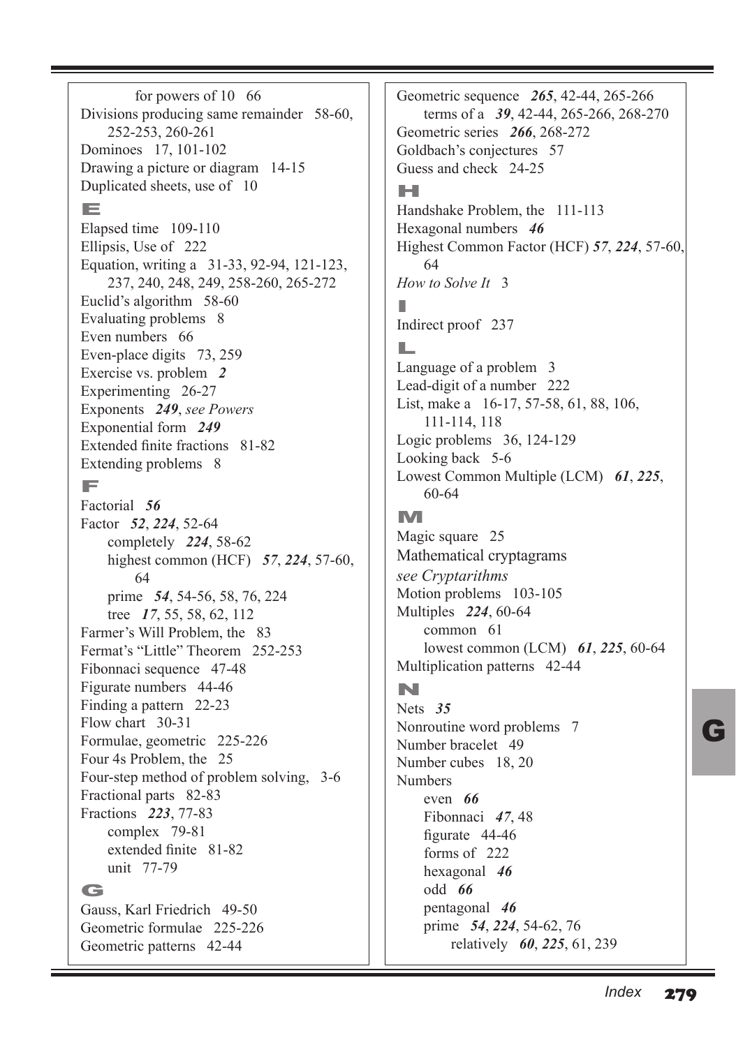for powers of 10 66
Divisions producing same remainder 58-60, 252-253, 260-261
Dominoes 17, 101-102
Drawing a picture or diagram 14-15
Duplicated sheets, use of 10

## E

Elapsed time 109-110
Ellipsis, Use of 222
Equation, writing a 31-33, 92-94, 121-123, 237, 240, 248, 249, 258-260, 265-272
Euclid's algorithm 58-60
Evaluating problems 8
Even numbers 66
Even-place digits 73, 259
Exercise vs. problem ***2***
Experimenting 26-27
Exponents ***249***, *see Powers*
Exponential form ***249***
Extended finite fractions 81-82
Extending problems 8

## F

Factorial ***56***
Factor ***52***, ***224***, 52-64
  completely ***224***, 58-62
  highest common (HCF) ***57***, ***224***, 57-60, 64
  prime ***54***, 54-56, 58, 76, 224
  tree ***17***, 55, 58, 62, 112
Farmer's Will Problem, the 83
Fermat's "Little" Theorem 252-253
Fibonnaci sequence 47-48
Figurate numbers 44-46
Finding a pattern 22-23
Flow chart 30-31
Formulae, geometric 225-226
Four 4s Problem, the 25
Four-step method of problem solving, 3-6
Fractional parts 82-83
Fractions ***223***, 77-83
  complex 79-81
  extended finite 81-82
  unit 77-79

## G

Gauss, Karl Friedrich 49-50
Geometric formulae 225-226
Geometric patterns 42-44
Geometric sequence ***265***, 42-44, 265-266
  terms of a ***39***, 42-44, 265-266, 268-270
Geometric series ***266***, 268-272
Goldbach's conjectures 57
Guess and check 24-25

## H

Handshake Problem, the 111-113
Hexagonal numbers ***46***
Highest Common Factor (HCF) ***57***, ***224***, 57-60, 64
*How to Solve It* 3

## I

Indirect proof 237

## L

Language of a problem 3
Lead-digit of a number 222
List, make a 16-17, 57-58, 61, 88, 106, 111-114, 118
Logic problems 36, 124-129
Looking back 5-6
Lowest Common Multiple (LCM) ***61***, ***225***, 60-64

## M

Magic square 25
Mathematical cryptagrams
*see Cryptarithms*
Motion problems 103-105
Multiples ***224***, 60-64
  common 61
  lowest common (LCM) ***61***, ***225***, 60-64
Multiplication patterns 42-44

## N

Nets ***35***
Nonroutine word problems 7
Number bracelet 49
Number cubes 18, 20
Numbers
  even ***66***
  Fibonnaci ***47***, 48
  figurate 44-46
  forms of 222
  hexagonal ***46***
  odd ***66***
  pentagonal ***46***
  prime ***54***, ***224***, 54-62, 76
    relatively ***60***, ***225***, 61, 239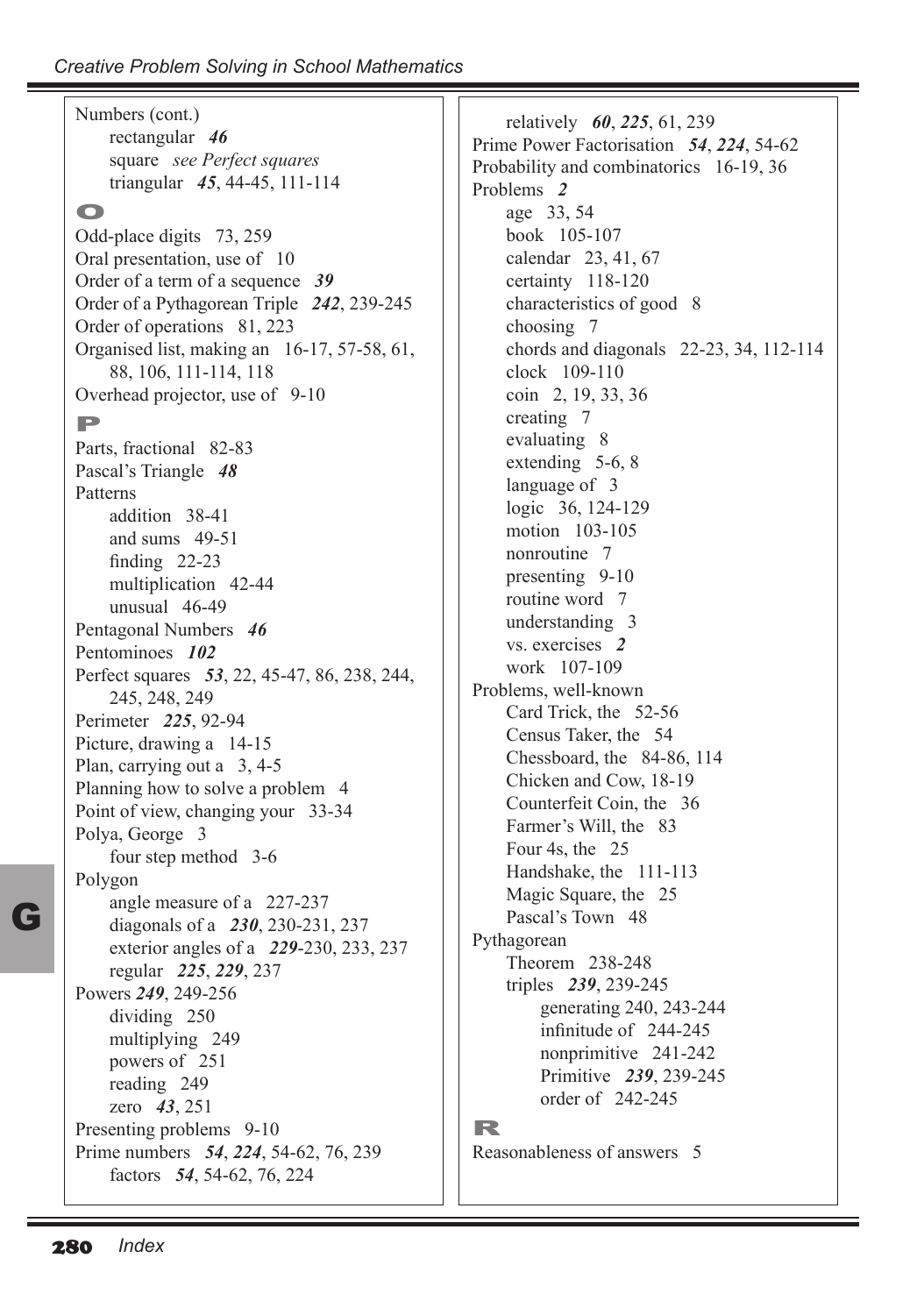Numbers (cont.)
- rectangular ***46***
- square *see Perfect squares*
- triangular ***45***, 44-45, 111-114

**O**

Odd-place digits 73, 259
Oral presentation, use of 10
Order of a term of a sequence ***39***
Order of a Pythagorean Triple ***242***, 239-245
Order of operations 81, 223
Organised list, making an 16-17, 57-58, 61, 88, 106, 111-114, 118
Overhead projector, use of 9-10

**P**

Parts, fractional 82-83
Pascal's Triangle ***48***
Patterns
- addition 38-41
- and sums 49-51
- finding 22-23
- multiplication 42-44
- unusual 46-49

Pentagonal Numbers ***46***
Pentominoes ***102***
Perfect squares ***53***, 22, 45-47, 86, 238, 244, 245, 248, 249
Perimeter ***225***, 92-94
Picture, drawing a 14-15
Plan, carrying out a 3, 4-5
Planning how to solve a problem 4
Point of view, changing your 33-34
Polya, George 3
- four step method 3-6

Polygon
- angle measure of a 227-237
- diagonals of a ***230***, 230-231, 237
- exterior angles of a ***229***-230, 233, 237
- regular ***225***, ***229***, 237

Powers ***249***, 249-256
- dividing 250
- multiplying 249
- powers of 251
- reading 249
- zero ***43***, 251

Presenting problems 9-10
Prime numbers ***54***, ***224***, 54-62, 76, 239
- factors ***54***, 54-62, 76, 224
- relatively ***60***, ***225***, 61, 239

Prime Power Factorisation ***54***, ***224***, 54-62
Probability and combinatorics 16-19, 36
Problems ***2***
- age 33, 54
- book 105-107
- calendar 23, 41, 67
- certainty 118-120
- characteristics of good 8
- choosing 7
- chords and diagonals 22-23, 34, 112-114
- clock 109-110
- coin 2, 19, 33, 36
- creating 7
- evaluating 8
- extending 5-6, 8
- language of 3
- logic 36, 124-129
- motion 103-105
- nonroutine 7
- presenting 9-10
- routine word 7
- understanding 3
- vs. exercises ***2***
- work 107-109

Problems, well-known
- Card Trick, the 52-56
- Census Taker, the 54
- Chessboard, the 84-86, 114
- Chicken and Cow, 18-19
- Counterfeit Coin, the 36
- Farmer's Will, the 83
- Four 4s, the 25
- Handshake, the 111-113
- Magic Square, the 25
- Pascal's Town 48

Pythagorean
- Theorem 238-248
- triples ***239***, 239-245
  - generating 240, 243-244
  - infinitude of 244-245
  - nonprimitive 241-242
  - Primitive ***239***, 239-245
  - order of 242-245

**R**

Reasonableness of answers 5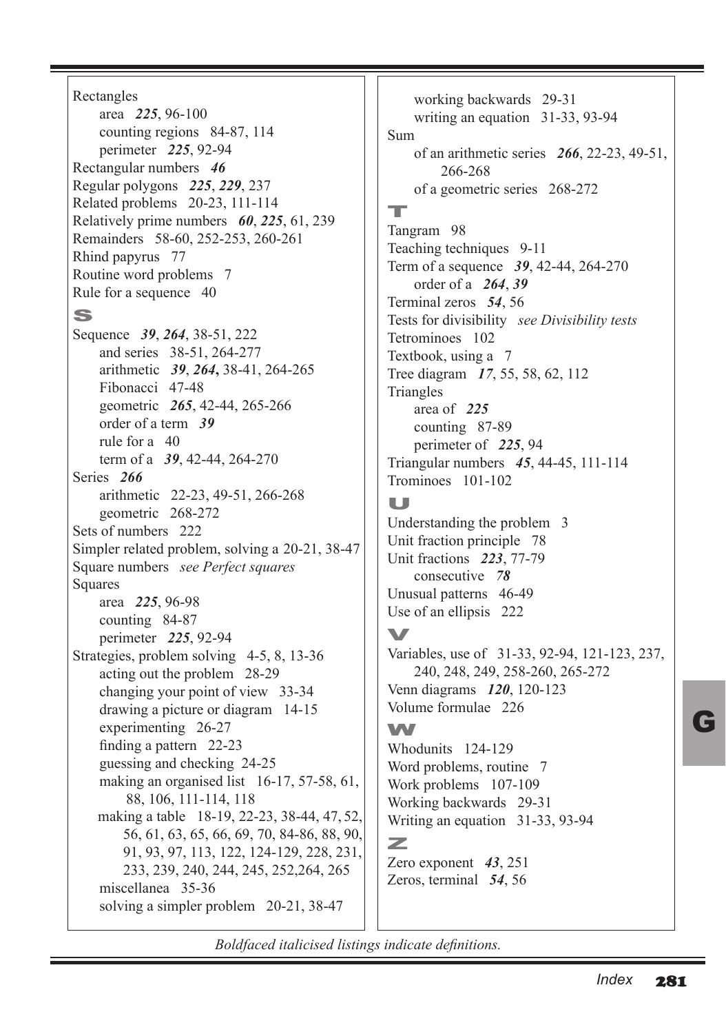Rectangles
- area ***225***, 96-100
- counting regions 84-87, 114
- perimeter ***225***, 92-94

Rectangular numbers ***46***
Regular polygons ***225***, ***229***, 237
Related problems 20-23, 111-114
Relatively prime numbers ***60***, ***225***, 61, 239
Remainders 58-60, 252-253, 260-261
Rhind papyrus 77
Routine word problems 7
Rule for a sequence 40

## S

Sequence ***39***, ***264***, 38-51, 222
- and series 38-51, 264-277
- arithmetic ***39***, ***264***, 38-41, 264-265
- Fibonacci 47-48
- geometric ***265***, 42-44, 265-266
- order of a term ***39***
- rule for a 40
- term of a ***39***, 42-44, 264-270

Series ***266***
- arithmetic 22-23, 49-51, 266-268
- geometric 268-272

Sets of numbers 222
Simpler related problem, solving a 20-21, 38-47
Square numbers *see Perfect squares*
Squares
- area ***225***, 96-98
- counting 84-87
- perimeter ***225***, 92-94

Strategies, problem solving 4-5, 8, 13-36
- acting out the problem 28-29
- changing your point of view 33-34
- drawing a picture or diagram 14-15
- experimenting 26-27
- finding a pattern 22-23
- guessing and checking 24-25
- making an organised list 16-17, 57-58, 61, 88, 106, 111-114, 118
- making a table 18-19, 22-23, 38-44, 47, 52, 56, 61, 63, 65, 66, 69, 70, 84-86, 88, 90, 91, 93, 97, 113, 122, 124-129, 228, 231, 233, 239, 240, 244, 245, 252,264, 265
- miscellanea 35-36
- solving a simpler problem 20-21, 38-47
- working backwards 29-31
- writing an equation 31-33, 93-94

Sum
- of an arithmetic series ***266***, 22-23, 49-51, 266-268
- of a geometric series 268-272

## T

Tangram 98
Teaching techniques 9-11
Term of a sequence ***39***, 42-44, 264-270
- order of a ***264***, ***39***

Terminal zeros ***54***, 56
Tests for divisibility *see Divisibility tests*
Tetrominoes 102
Textbook, using a 7
Tree diagram ***17***, 55, 58, 62, 112
Triangles
- area of ***225***
- counting 87-89
- perimeter of ***225***, 94

Triangular numbers ***45***, 44-45, 111-114
Trominoes 101-102

## U

Understanding the problem 3
Unit fraction principle 78
Unit fractions ***223***, 77-79
- consecutive ***78***

Unusual patterns 46-49
Use of an ellipsis 222

## V

Variables, use of 31-33, 92-94, 121-123, 237, 240, 248, 249, 258-260, 265-272
Venn diagrams ***120***, 120-123
Volume formulae 226

## W

Whodunits 124-129
Word problems, routine 7
Work problems 107-109
Working backwards 29-31
Writing an equation 31-33, 93-94

## Z

Zero exponent ***43***, 251
Zeros, terminal ***54***, 56

*Boldfaced italicised listings indicate definitions.*